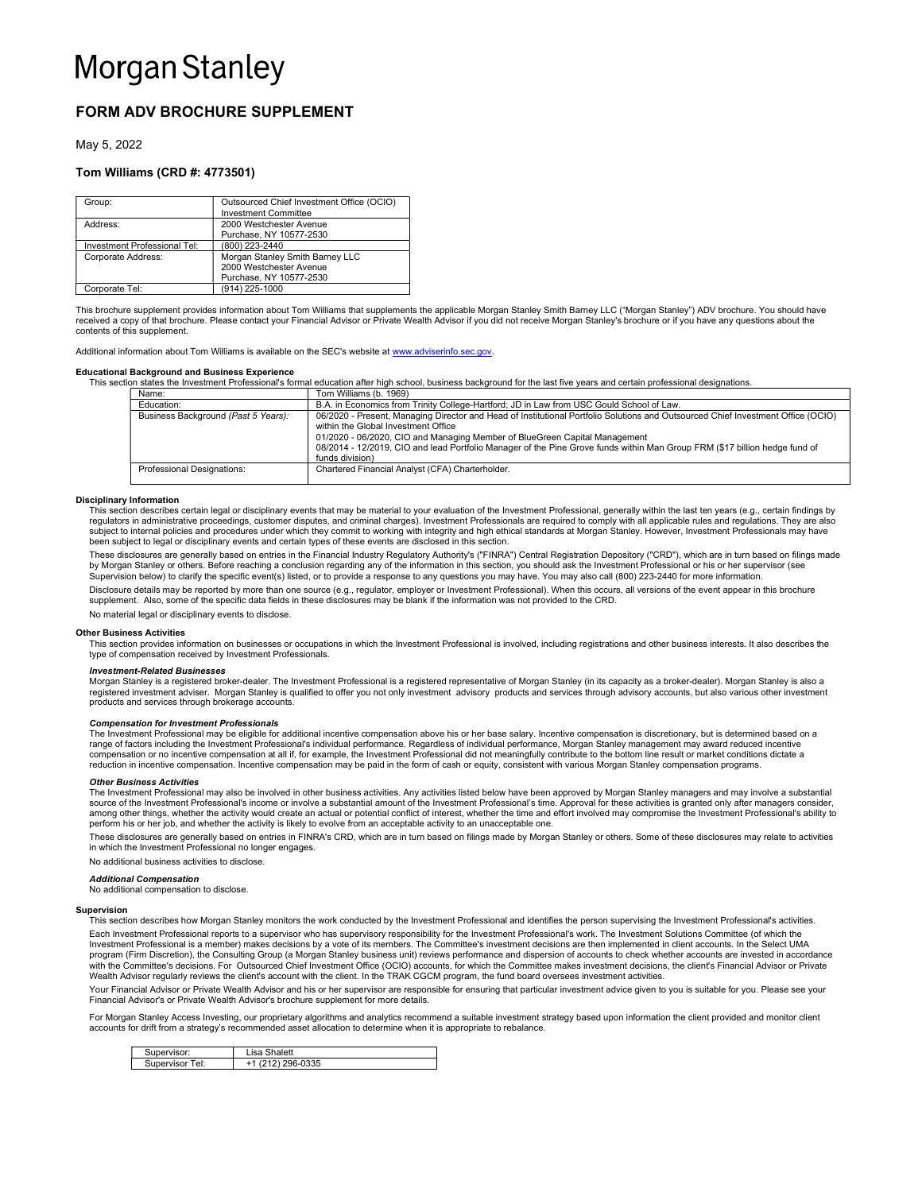# Morgan Stanley

## FORM ADV BROCHURE SUPPLEMENT

May 5, 2022

### Tom Williams (CRD #: 4773501)

| | |
|---|---|
| Group: | Outsourced Chief Investment Office (OCIO) Investment Committee |
| Address: | 2000 Westchester Avenue<br>Purchase, NY 10577-2530 |
| Investment Professional Tel: | (800) 223-2440 |
| Corporate Address: | Morgan Stanley Smith Barney LLC<br>2000 Westchester Avenue<br>Purchase, NY 10577-2530 |
| Corporate Tel: | (914) 225-1000 |

This brochure supplement provides information about Tom Williams that supplements the applicable Morgan Stanley Smith Barney LLC ("Morgan Stanley") ADV brochure. You should have received a copy of that brochure. Please contact your Financial Advisor or Private Wealth Advisor if you did not receive Morgan Stanley's brochure or if you have any questions about the contents of this supplement.

Additional information about Tom Williams is available on the SEC's website at www.adviserinfo.sec.gov.

#### Educational Background and Business Experience

This section states the Investment Professional's formal education after high school, business background for the last five years and certain professional designations.

| | |
|---|---|
| Name: | Tom Williams (b. 1969) |
| Education: | B.A. in Economics from Trinity College-Hartford; JD in Law from USC Gould School of Law. |
| Business Background *(Past 5 Years)*: | 06/2020 - Present, Managing Director and Head of Institutional Portfolio Solutions and Outsourced Chief Investment Office (OCIO) within the Global Investment Office<br>01/2020 - 06/2020, CIO and Managing Member of BlueGreen Capital Management<br>08/2014 - 12/2019, CIO and lead Portfolio Manager of the Pine Grove funds within Man Group FRM ($17 billion hedge fund of funds division) |
| Professional Designations: | Chartered Financial Analyst (CFA) Charterholder. |

#### Disciplinary Information

This section describes certain legal or disciplinary events that may be material to your evaluation of the Investment Professional, generally within the last ten years (e.g., certain findings by regulators in administrative proceedings, customer disputes, and criminal charges). Investment Professionals are required to comply with all applicable rules and regulations. They are also subject to internal policies and procedures under which they commit to working with integrity and high ethical standards at Morgan Stanley. However, Investment Professionals may have been subject to legal or disciplinary events and certain types of these events are disclosed in this section.

These disclosures are generally based on entries in the Financial Industry Regulatory Authority's ("FINRA") Central Registration Depository ("CRD"), which are in turn based on filings made by Morgan Stanley or others. Before reaching a conclusion regarding any of the information in this section, you should ask the Investment Professional or his or her supervisor (see Supervision below) to clarify the specific event(s) listed, or to provide a response to any questions you may have. You may also call (800) 223-2440 for more information.

Disclosure details may be reported by more than one source (e.g., regulator, employer or Investment Professional). When this occurs, all versions of the event appear in this brochure supplement. Also, some of the specific data fields in these disclosures may be blank if the information was not provided to the CRD.

No material legal or disciplinary events to disclose.

#### Other Business Activities

This section provides information on businesses or occupations in which the Investment Professional is involved, including registrations and other business interests. It also describes the type of compensation received by Investment Professionals.

***Investment-Related Businesses***

Morgan Stanley is a registered broker-dealer. The Investment Professional is a registered representative of Morgan Stanley (in its capacity as a broker-dealer). Morgan Stanley is also a registered investment adviser. Morgan Stanley is qualified to offer you not only investment advisory products and services through advisory accounts, but also various other investment products and services through brokerage accounts.

***Compensation for Investment Professionals***

The Investment Professional may be eligible for additional incentive compensation above his or her base salary. Incentive compensation is discretionary, but is determined based on a range of factors including the Investment Professional's individual performance. Regardless of individual performance, Morgan Stanley management may award reduced incentive compensation or no incentive compensation at all if, for example, the Investment Professional did not meaningfully contribute to the bottom line result or market conditions dictate a reduction in incentive compensation. Incentive compensation may be paid in the form of cash or equity, consistent with various Morgan Stanley compensation programs.

***Other Business Activities***

The Investment Professional may also be involved in other business activities. Any activities listed below have been approved by Morgan Stanley managers and may involve a substantial source of the Investment Professional's income or involve a substantial amount of the Investment Professional's time. Approval for these activities is granted only after managers consider, among other things, whether the activity would create an actual or potential conflict of interest, whether the time and effort involved may compromise the Investment Professional's ability to perform his or her job, and whether the activity is likely to evolve from an acceptable activity to an unacceptable one.

These disclosures are generally based on entries in FINRA's CRD, which are in turn based on filings made by Morgan Stanley or others. Some of these disclosures may relate to activities in which the Investment Professional no longer engages.

No additional business activities to disclose.

***Additional Compensation***

No additional compensation to disclose.

#### Supervision

This section describes how Morgan Stanley monitors the work conducted by the Investment Professional and identifies the person supervising the Investment Professional's activities.

Each Investment Professional reports to a supervisor who has supervisory responsibility for the Investment Professional's work. The Investment Solutions Committee (of which the Investment Professional is a member) makes decisions by a vote of its members. The Committee's investment decisions are then implemented in client accounts. In the Select UMA program (Firm Discretion), the Consulting Group (a Morgan Stanley business unit) reviews performance and dispersion of accounts to check whether accounts are invested in accordance with the Committee's decisions. For Outsourced Chief Investment Office (OCIO) accounts, for which the Committee makes investment decisions, the client's Financial Advisor or Private Wealth Advisor regularly reviews the client's account with the client. In the TRAK CGCM program, the fund board oversees investment activities.

Your Financial Advisor or Private Wealth Advisor and his or her supervisor are responsible for ensuring that particular investment advice given to you is suitable for you. Please see your Financial Advisor's or Private Wealth Advisor's brochure supplement for more details.

For Morgan Stanley Access Investing, our proprietary algorithms and analytics recommend a suitable investment strategy based upon information the client provided and monitor client accounts for drift from a strategy's recommended asset allocation to determine when it is appropriate to rebalance.

| | |
|---|---|
| Supervisor: | Lisa Shalett |
| Supervisor Tel: | +1 (212) 296-0335 |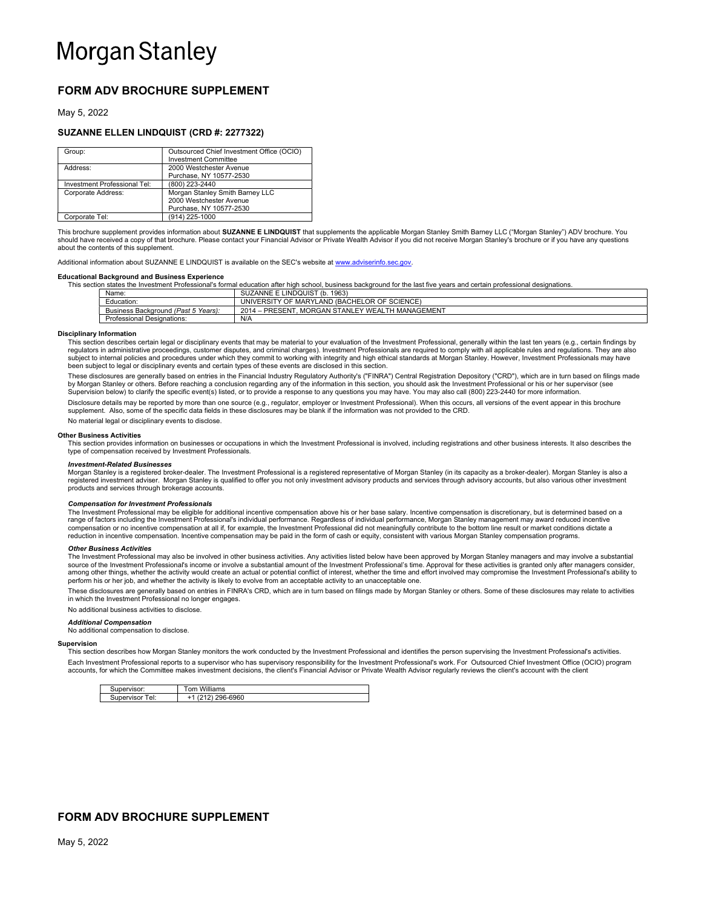# Morgan Stanley

## FORM ADV BROCHURE SUPPLEMENT

May 5, 2022

### SUZANNE ELLEN LINDQUIST (CRD #: 2277322)

| Group: | Outsourced Chief Investment Office (OCIO) Investment Committee |
|---|---|
| Address: | 2000 Westchester Avenue<br>Purchase, NY 10577-2530 |
| Investment Professional Tel: | (800) 223-2440 |
| Corporate Address: | Morgan Stanley Smith Barney LLC<br>2000 Westchester Avenue<br>Purchase, NY 10577-2530 |
| Corporate Tel: | (914) 225-1000 |

This brochure supplement provides information about **SUZANNE E LINDQUIST** that supplements the applicable Morgan Stanley Smith Barney LLC ("Morgan Stanley") ADV brochure. You should have received a copy of that brochure. Please contact your Financial Advisor or Private Wealth Advisor if you did not receive Morgan Stanley's brochure or if you have any questions about the contents of this supplement.

Additional information about SUZANNE E LINDQUIST is available on the SEC's website at www.adviserinfo.sec.gov.

**Educational Background and Business Experience**

This section states the Investment Professional's formal education after high school, business background for the last five years and certain professional designations.

| Name: | SUZANNE E LINDQUIST (b. 1963) |
|---|---|
| Education: | UNIVERSITY OF MARYLAND (BACHELOR OF SCIENCE) |
| Business Background *(Past 5 Years)*: | 2014 – PRESENT, MORGAN STANLEY WEALTH MANAGEMENT |
| Professional Designations: | N/A |

**Disciplinary Information**

This section describes certain legal or disciplinary events that may be material to your evaluation of the Investment Professional, generally within the last ten years (e.g., certain findings by regulators in administrative proceedings, customer disputes, and criminal charges). Investment Professionals are required to comply with all applicable rules and regulations. They are also subject to internal policies and procedures under which they commit to working with integrity and high ethical standards at Morgan Stanley. However, Investment Professionals may have been subject to legal or disciplinary events and certain types of these events are disclosed in this section.

These disclosures are generally based on entries in the Financial Industry Regulatory Authority's ("FINRA") Central Registration Depository ("CRD"), which are in turn based on filings made by Morgan Stanley or others. Before reaching a conclusion regarding any of the information in this section, you should ask the Investment Professional or his or her supervisor (see Supervision below) to clarify the specific event(s) listed, or to provide a response to any questions you may have. You may also call (800) 223-2440 for more information.

Disclosure details may be reported by more than one source (e.g., regulator, employer or Investment Professional). When this occurs, all versions of the event appear in this brochure supplement. Also, some of the specific data fields in these disclosures may be blank if the information was not provided to the CRD.

No material legal or disciplinary events to disclose.

**Other Business Activities**

This section provides information on businesses or occupations in which the Investment Professional is involved, including registrations and other business interests. It also describes the type of compensation received by Investment Professionals.

***Investment-Related Businesses***

Morgan Stanley is a registered broker-dealer. The Investment Professional is a registered representative of Morgan Stanley (in its capacity as a broker-dealer). Morgan Stanley is also a registered investment adviser. Morgan Stanley is qualified to offer you not only investment advisory products and services through advisory accounts, but also various other investment products and services through brokerage accounts.

***Compensation for Investment Professionals***

The Investment Professional may be eligible for additional incentive compensation above his or her base salary. Incentive compensation is discretionary, but is determined based on a range of factors including the Investment Professional's individual performance. Regardless of individual performance, Morgan Stanley management may award reduced incentive compensation or no incentive compensation at all if, for example, the Investment Professional did not meaningfully contribute to the bottom line result or market conditions dictate a reduction in incentive compensation. Incentive compensation may be paid in the form of cash or equity, consistent with various Morgan Stanley compensation programs.

***Other Business Activities***

The Investment Professional may also be involved in other business activities. Any activities listed below have been approved by Morgan Stanley managers and may involve a substantial source of the Investment Professional's income or involve a substantial amount of the Investment Professional's time. Approval for these activities is granted only after managers consider, among other things, whether the activity would create an actual or potential conflict of interest, whether the time and effort involved may compromise the Investment Professional's ability to perform his or her job, and whether the activity is likely to evolve from an acceptable activity to an unacceptable one.

These disclosures are generally based on entries in FINRA's CRD, which are in turn based on filings made by Morgan Stanley or others. Some of these disclosures may relate to activities in which the Investment Professional no longer engages.

No additional business activities to disclose.

***Additional Compensation***

No additional compensation to disclose.

**Supervision**

This section describes how Morgan Stanley monitors the work conducted by the Investment Professional and identifies the person supervising the Investment Professional's activities.

Each Investment Professional reports to a supervisor who has supervisory responsibility for the Investment Professional's work. For Outsourced Chief Investment Office (OCIO) program accounts, for which the Committee makes investment decisions, the client's Financial Advisor or Private Wealth Advisor regularly reviews the client's account with the client

| Supervisor: | Tom Williams |
|---|---|
| Supervisor Tel: | +1 (212) 296-6960 |

## FORM ADV BROCHURE SUPPLEMENT

May 5, 2022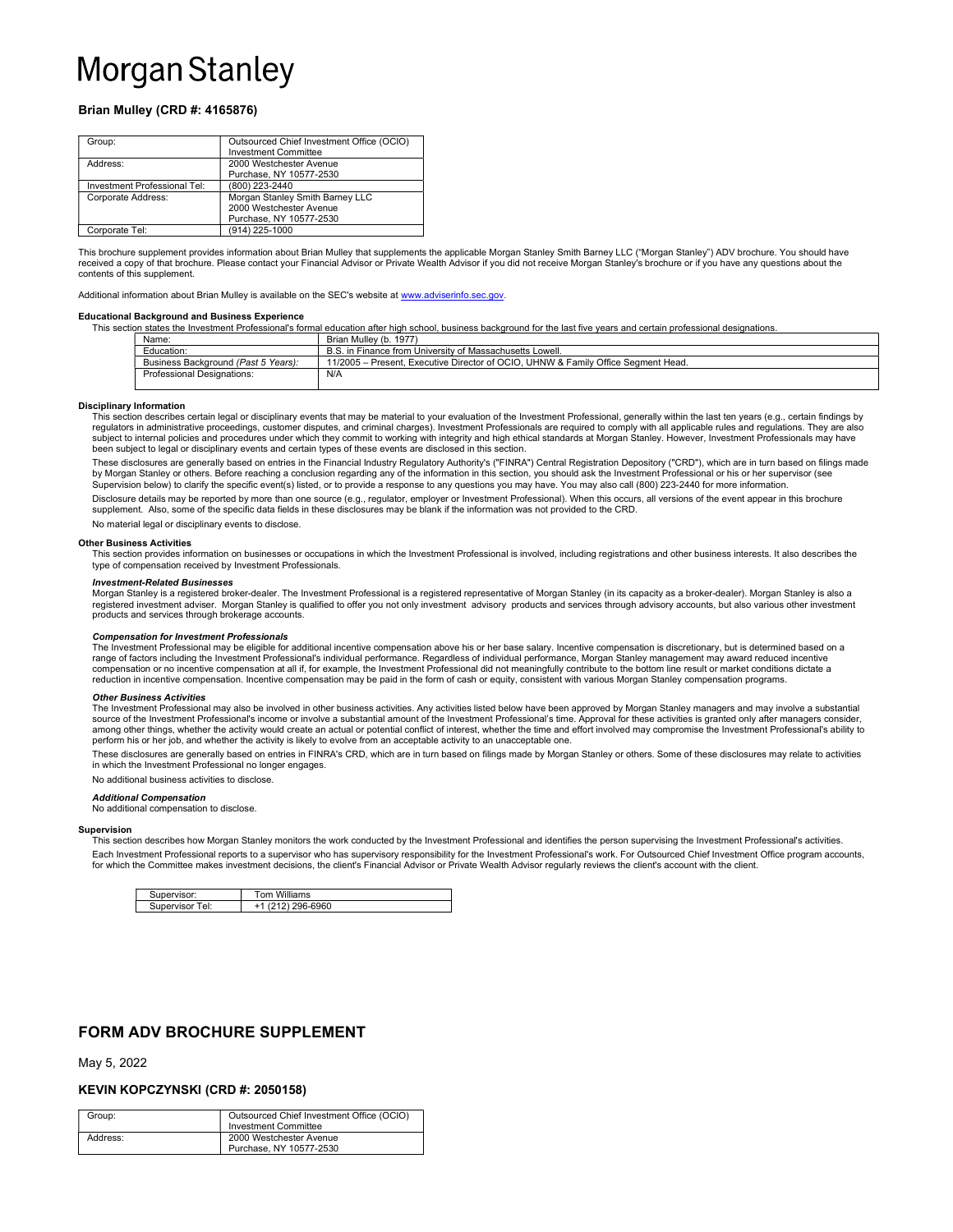# Morgan Stanley

### Brian Mulley (CRD #: 4165876)

| | |
|---|---|
| Group: | Outsourced Chief Investment Office (OCIO) Investment Committee |
| Address: | 2000 Westchester Avenue Purchase, NY 10577-2530 |
| Investment Professional Tel: | (800) 223-2440 |
| Corporate Address: | Morgan Stanley Smith Barney LLC 2000 Westchester Avenue Purchase, NY 10577-2530 |
| Corporate Tel: | (914) 225-1000 |

This brochure supplement provides information about Brian Mulley that supplements the applicable Morgan Stanley Smith Barney LLC ("Morgan Stanley") ADV brochure. You should have received a copy of that brochure. Please contact your Financial Advisor or Private Wealth Advisor if you did not receive Morgan Stanley's brochure or if you have any questions about the contents of this supplement.

Additional information about Brian Mulley is available on the SEC's website at www.adviserinfo.sec.gov.

**Educational Background and Business Experience**

This section states the Investment Professional's formal education after high school, business background for the last five years and certain professional designations.

| | |
|---|---|
| Name: | Brian Mulley (b. 1977) |
| Education: | B.S. in Finance from University of Massachusetts Lowell. |
| Business Background *(Past 5 Years)*: | 11/2005 – Present, Executive Director of OCIO, UHNW & Family Office Segment Head. |
| Professional Designations: | N/A |

**Disciplinary Information**

This section describes certain legal or disciplinary events that may be material to your evaluation of the Investment Professional, generally within the last ten years (e.g., certain findings by regulators in administrative proceedings, customer disputes, and criminal charges). Investment Professionals are required to comply with all applicable rules and regulations. They are also subject to internal policies and procedures under which they commit to working with integrity and high ethical standards at Morgan Stanley. However, Investment Professionals may have been subject to legal or disciplinary events and certain types of these events are disclosed in this section.

These disclosures are generally based on entries in the Financial Industry Regulatory Authority's ("FINRA") Central Registration Depository ("CRD"), which are in turn based on filings made by Morgan Stanley or others. Before reaching a conclusion regarding any of the information in this section, you should ask the Investment Professional or his or her supervisor (see Supervision below) to clarify the specific event(s) listed, or to provide a response to any questions you may have. You may also call (800) 223-2440 for more information.

Disclosure details may be reported by more than one source (e.g., regulator, employer or Investment Professional). When this occurs, all versions of the event appear in this brochure supplement. Also, some of the specific data fields in these disclosures may be blank if the information was not provided to the CRD.

No material legal or disciplinary events to disclose.

**Other Business Activities**

This section provides information on businesses or occupations in which the Investment Professional is involved, including registrations and other business interests. It also describes the type of compensation received by Investment Professionals.

***Investment-Related Businesses***

Morgan Stanley is a registered broker-dealer. The Investment Professional is a registered representative of Morgan Stanley (in its capacity as a broker-dealer). Morgan Stanley is also a registered investment adviser. Morgan Stanley is qualified to offer you not only investment advisory products and services through advisory accounts, but also various other investment products and services through brokerage accounts.

***Compensation for Investment Professionals***

The Investment Professional may be eligible for additional incentive compensation above his or her base salary. Incentive compensation is discretionary, but is determined based on a range of factors including the Investment Professional's individual performance. Regardless of individual performance, Morgan Stanley management may award reduced incentive compensation or no incentive compensation at all if, for example, the Investment Professional did not meaningfully contribute to the bottom line result or market conditions dictate a reduction in incentive compensation. Incentive compensation may be paid in the form of cash or equity, consistent with various Morgan Stanley compensation programs.

***Other Business Activities***

The Investment Professional may also be involved in other business activities. Any activities listed below have been approved by Morgan Stanley managers and may involve a substantial source of the Investment Professional's income or involve a substantial amount of the Investment Professional's time. Approval for these activities is granted only after managers consider, among other things, whether the activity would create an actual or potential conflict of interest, whether the time and effort involved may compromise the Investment Professional's ability to perform his or her job, and whether the activity is likely to evolve from an acceptable activity to an unacceptable one.

These disclosures are generally based on entries in FINRA's CRD, which are in turn based on filings made by Morgan Stanley or others. Some of these disclosures may relate to activities in which the Investment Professional no longer engages.

No additional business activities to disclose.

***Additional Compensation***

No additional compensation to disclose.

**Supervision**

This section describes how Morgan Stanley monitors the work conducted by the Investment Professional and identifies the person supervising the Investment Professional's activities.

Each Investment Professional reports to a supervisor who has supervisory responsibility for the Investment Professional's work. For Outsourced Chief Investment Office program accounts, for which the Committee makes investment decisions, the client's Financial Advisor or Private Wealth Advisor regularly reviews the client's account with the client.

| | |
|---|---|
| Supervisor: | Tom Williams |
| Supervisor Tel: | +1 (212) 296-6960 |

## FORM ADV BROCHURE SUPPLEMENT

May 5, 2022

### KEVIN KOPCZYNSKI (CRD #: 2050158)

| | |
|---|---|
| Group: | Outsourced Chief Investment Office (OCIO) Investment Committee |
| Address: | 2000 Westchester Avenue Purchase, NY 10577-2530 |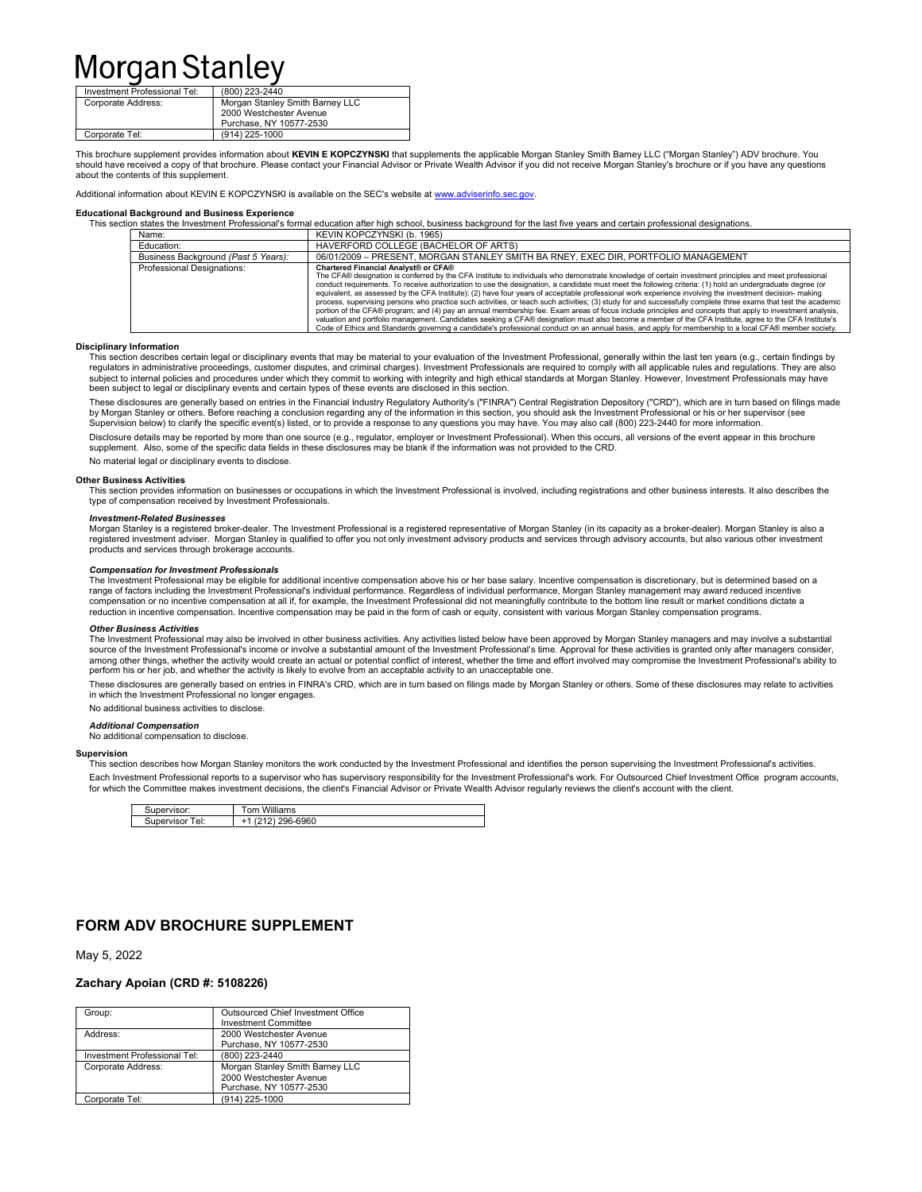# Morgan Stanley

| Investment Professional Tel: | (800) 223-2440 |
|---|---|
| Corporate Address: | Morgan Stanley Smith Barney LLC<br>2000 Westchester Avenue<br>Purchase, NY 10577-2530 |
| Corporate Tel: | (914) 225-1000 |

This brochure supplement provides information about **KEVIN E KOPCZYNSKI** that supplements the applicable Morgan Stanley Smith Barney LLC ("Morgan Stanley") ADV brochure. You should have received a copy of that brochure. Please contact your Financial Advisor or Private Wealth Advisor if you did not receive Morgan Stanley's brochure or if you have any questions about the contents of this supplement.

Additional information about KEVIN E KOPCZYNSKI is available on the SEC's website at www.adviserinfo.sec.gov.

#### Educational Background and Business Experience

This section states the Investment Professional's formal education after high school, business background for the last five years and certain professional designations.

| Name: | KEVIN KOPCZYNSKI (b. 1965) |
|---|---|
| Education: | HAVERFORD COLLEGE (BACHELOR OF ARTS) |
| Business Background *(Past 5 Years)*: | 06/01/2009 – PRESENT, MORGAN STANLEY SMITH BA RNEY, EXEC DIR, PORTFOLIO MANAGEMENT |
| Professional Designations: | **Chartered Financial Analyst® or CFA®**<br>The CFA® designation is conferred by the CFA Institute to individuals who demonstrate knowledge of certain investment principles and meet professional conduct requirements. To receive authorization to use the designation, a candidate must meet the following criteria: (1) hold an undergraduate degree (or equivalent, as assessed by the CFA Institute); (2) have four years of acceptable professional work experience involving the investment decision- making process, supervising persons who practice such activities, or teach such activities; (3) study for and successfully complete three exams that test the academic portion of the CFA® program; and (4) pay an annual membership fee. Exam areas of focus include principles and concepts that apply to investment analysis, valuation and portfolio management. Candidates seeking a CFA® designation must also become a member of the CFA Institute, agree to the CFA Institute's Code of Ethics and Standards governing a candidate's professional conduct on an annual basis, and apply for membership to a local CFA® member society. |

#### Disciplinary Information

This section describes certain legal or disciplinary events that may be material to your evaluation of the Investment Professional, generally within the last ten years (e.g., certain findings by regulators in administrative proceedings, customer disputes, and criminal charges). Investment Professionals are required to comply with all applicable rules and regulations. They are also subject to internal policies and procedures under which they commit to working with integrity and high ethical standards at Morgan Stanley. However, Investment Professionals may have been subject to legal or disciplinary events and certain types of these events are disclosed in this section.

These disclosures are generally based on entries in the Financial Industry Regulatory Authority's ("FINRA") Central Registration Depository ("CRD"), which are in turn based on filings made by Morgan Stanley or others. Before reaching a conclusion regarding any of the information in this section, you should ask the Investment Professional or his or her supervisor (see Supervision below) to clarify the specific event(s) listed, or to provide a response to any questions you may have. You may also call (800) 223-2440 for more information.

Disclosure details may be reported by more than one source (e.g., regulator, employer or Investment Professional). When this occurs, all versions of the event appear in this brochure supplement. Also, some of the specific data fields in these disclosures may be blank if the information was not provided to the CRD.

No material legal or disciplinary events to disclose.

#### Other Business Activities

This section provides information on businesses or occupations in which the Investment Professional is involved, including registrations and other business interests. It also describes the type of compensation received by Investment Professionals.

***Investment-Related Businesses***

Morgan Stanley is a registered broker-dealer. The Investment Professional is a registered representative of Morgan Stanley (in its capacity as a broker-dealer). Morgan Stanley is also a registered investment adviser. Morgan Stanley is qualified to offer you not only investment advisory products and services through advisory accounts, but also various other investment products and services through brokerage accounts.

***Compensation for Investment Professionals***

The Investment Professional may be eligible for additional incentive compensation above his or her base salary. Incentive compensation is discretionary, but is determined based on a range of factors including the Investment Professional's individual performance. Regardless of individual performance, Morgan Stanley management may award reduced incentive compensation or no incentive compensation at all if, for example, the Investment Professional did not meaningfully contribute to the bottom line result or market conditions dictate a reduction in incentive compensation. Incentive compensation may be paid in the form of cash or equity, consistent with various Morgan Stanley compensation programs.

***Other Business Activities***

The Investment Professional may also be involved in other business activities. Any activities listed below have been approved by Morgan Stanley managers and may involve a substantial source of the Investment Professional's income or involve a substantial amount of the Investment Professional's time. Approval for these activities is granted only after managers consider, among other things, whether the activity would create an actual or potential conflict of interest, whether the time and effort involved may compromise the Investment Professional's ability to perform his or her job, and whether the activity is likely to evolve from an acceptable activity to an unacceptable one.

These disclosures are generally based on entries in FINRA's CRD, which are in turn based on filings made by Morgan Stanley or others. Some of these disclosures may relate to activities in which the Investment Professional no longer engages.

No additional business activities to disclose.

***Additional Compensation***

No additional compensation to disclose.

#### Supervision

This section describes how Morgan Stanley monitors the work conducted by the Investment Professional and identifies the person supervising the Investment Professional's activities.

Each Investment Professional reports to a supervisor who has supervisory responsibility for the Investment Professional's work. For Outsourced Chief Investment Office program accounts, for which the Committee makes investment decisions, the client's Financial Advisor or Private Wealth Advisor regularly reviews the client's account with the client.

| Supervisor: | Tom Williams |
|---|---|
| Supervisor Tel: | +1 (212) 296-6960 |

## FORM ADV BROCHURE SUPPLEMENT

May 5, 2022

### Zachary Apoian (CRD #: 5108226)

| Group: | Outsourced Chief Investment Office Investment Committee |
|---|---|
| Address: | 2000 Westchester Avenue<br>Purchase, NY 10577-2530 |
| Investment Professional Tel: | (800) 223-2440 |
| Corporate Address: | Morgan Stanley Smith Barney LLC<br>2000 Westchester Avenue<br>Purchase, NY 10577-2530 |
| Corporate Tel: | (914) 225-1000 |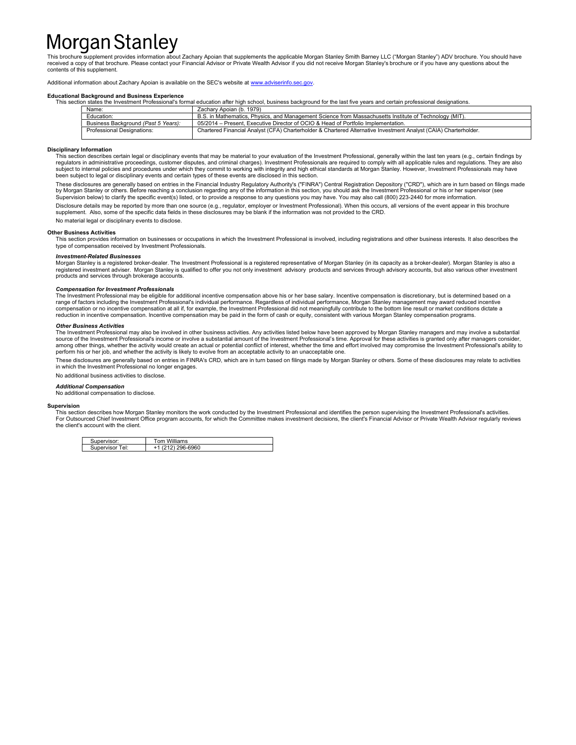# Morgan Stanley

This brochure supplement provides information about Zachary Apoian that supplements the applicable Morgan Stanley Smith Barney LLC ("Morgan Stanley") ADV brochure. You should have received a copy of that brochure. Please contact your Financial Advisor or Private Wealth Advisor if you did not receive Morgan Stanley's brochure or if you have any questions about the contents of this supplement.

Additional information about Zachary Apoian is available on the SEC's website at www.adviserinfo.sec.gov.

## Educational Background and Business Experience

This section states the Investment Professional's formal education after high school, business background for the last five years and certain professional designations.

| | |
|---|---|
| Name: | Zachary Apoian (b. 1979) |
| Education: | B.S. in Mathematics, Physics, and Management Science from Massachusetts Institute of Technology (MIT). |
| Business Background *(Past 5 Years)*: | 05/2014 – Present, Executive Director of OCIO & Head of Portfolio Implementation. |
| Professional Designations: | Chartered Financial Analyst (CFA) Charterholder & Chartered Alternative Investment Analyst (CAIA) Charterholder. |

## Disciplinary Information

This section describes certain legal or disciplinary events that may be material to your evaluation of the Investment Professional, generally within the last ten years (e.g., certain findings by regulators in administrative proceedings, customer disputes, and criminal charges). Investment Professionals are required to comply with all applicable rules and regulations. They are also subject to internal policies and procedures under which they commit to working with integrity and high ethical standards at Morgan Stanley. However, Investment Professionals may have been subject to legal or disciplinary events and certain types of these events are disclosed in this section.

These disclosures are generally based on entries in the Financial Industry Regulatory Authority's ("FINRA") Central Registration Depository ("CRD"), which are in turn based on filings made by Morgan Stanley or others. Before reaching a conclusion regarding any of the information in this section, you should ask the Investment Professional or his or her supervisor (see Supervision below) to clarify the specific event(s) listed, or to provide a response to any questions you may have. You may also call (800) 223-2440 for more information.

Disclosure details may be reported by more than one source (e.g., regulator, employer or Investment Professional). When this occurs, all versions of the event appear in this brochure supplement. Also, some of the specific data fields in these disclosures may be blank if the information was not provided to the CRD.

No material legal or disciplinary events to disclose.

## Other Business Activities

This section provides information on businesses or occupations in which the Investment Professional is involved, including registrations and other business interests. It also describes the type of compensation received by Investment Professionals.

### *Investment-Related Businesses*

Morgan Stanley is a registered broker-dealer. The Investment Professional is a registered representative of Morgan Stanley (in its capacity as a broker-dealer). Morgan Stanley is also a registered investment adviser. Morgan Stanley is qualified to offer you not only investment advisory products and services through advisory accounts, but also various other investment products and services through brokerage accounts.

### *Compensation for Investment Professionals*

The Investment Professional may be eligible for additional incentive compensation above his or her base salary. Incentive compensation is discretionary, but is determined based on a range of factors including the Investment Professional's individual performance. Regardless of individual performance, Morgan Stanley management may award reduced incentive compensation or no incentive compensation at all if, for example, the Investment Professional did not meaningfully contribute to the bottom line result or market conditions dictate a reduction in incentive compensation. Incentive compensation may be paid in the form of cash or equity, consistent with various Morgan Stanley compensation programs.

### *Other Business Activities*

The Investment Professional may also be involved in other business activities. Any activities listed below have been approved by Morgan Stanley managers and may involve a substantial source of the Investment Professional's income or involve a substantial amount of the Investment Professional's time. Approval for these activities is granted only after managers consider, among other things, whether the activity would create an actual or potential conflict of interest, whether the time and effort involved may compromise the Investment Professional's ability to perform his or her job, and whether the activity is likely to evolve from an acceptable activity to an unacceptable one.

These disclosures are generally based on entries in FINRA's CRD, which are in turn based on filings made by Morgan Stanley or others. Some of these disclosures may relate to activities in which the Investment Professional no longer engages.

No additional business activities to disclose.

### *Additional Compensation*

No additional compensation to disclose.

## Supervision

This section describes how Morgan Stanley monitors the work conducted by the Investment Professional and identifies the person supervising the Investment Professional's activities. For Outsourced Chief Investment Office program accounts, for which the Committee makes investment decisions, the client's Financial Advisor or Private Wealth Advisor regularly reviews the client's account with the client.

| | |
|---|---|
| Supervisor: | Tom Williams |
| Supervisor Tel: | +1 (212) 296-6960 |